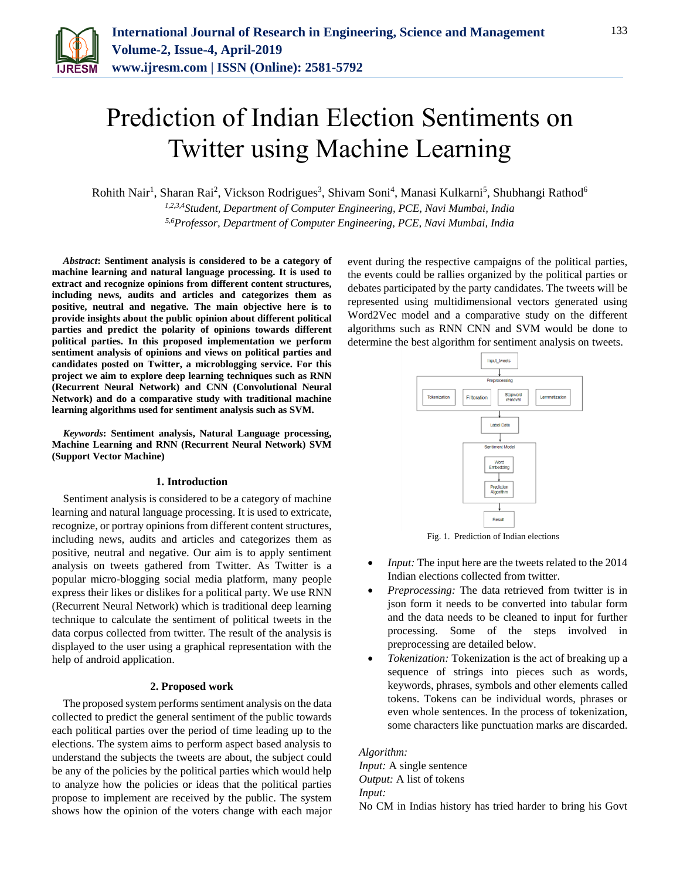# Prediction of Indian Election Sentiments on Twitter using Machine Learning

Rohith Nair[1], Sharan Rai[2], Vickson Rodrigues[3], Shivam Soni[4], Manasi Kulkarni[5], Shubhangi Rathod[6]

*[1,2,3,4]Student, Department of Computer Engineering, PCE, Navi Mumbai, India*
*[5,6]Professor, Department of Computer Engineering, PCE, Navi Mumbai, India*

***Abstract*: Sentiment analysis is considered to be a category of machine learning and natural language processing. It is used to extract and recognize opinions from different content structures, including news, audits and articles and categorizes them as positive, neutral and negative. The main objective here is to provide insights about the public opinion about different political parties and predict the polarity of opinions towards different political parties. In this proposed implementation we perform sentiment analysis of opinions and views on political parties and candidates posted on Twitter, a microblogging service. For this project we aim to explore deep learning techniques such as RNN (Recurrent Neural Network) and CNN (Convolutional Neural Network) and do a comparative study with traditional machine learning algorithms used for sentiment analysis such as SVM.**

***Keywords*: Sentiment analysis, Natural Language processing, Machine Learning and RNN (Recurrent Neural Network) SVM (Support Vector Machine)**

## 1. Introduction

Sentiment analysis is considered to be a category of machine learning and natural language processing. It is used to extricate, recognize, or portray opinions from different content structures, including news, audits and articles and categorizes them as positive, neutral and negative. Our aim is to apply sentiment analysis on tweets gathered from Twitter. As Twitter is a popular micro-blogging social media platform, many people express their likes or dislikes for a political party. We use RNN (Recurrent Neural Network) which is traditional deep learning technique to calculate the sentiment of political tweets in the data corpus collected from twitter. The result of the analysis is displayed to the user using a graphical representation with the help of android application.

## 2. Proposed work

The proposed system performs sentiment analysis on the data collected to predict the general sentiment of the public towards each political parties over the period of time leading up to the elections. The system aims to perform aspect based analysis to understand the subjects the tweets are about, the subject could be any of the policies by the political parties which would help to analyze how the policies or ideas that the political parties propose to implement are received by the public. The system shows how the opinion of the voters change with each major event during the respective campaigns of the political parties, the events could be rallies organized by the political parties or debates participated by the party candidates. The tweets will be represented using multidimensional vectors generated using Word2Vec model and a comparative study on the different algorithms such as RNN CNN and SVM would be done to determine the best algorithm for sentiment analysis on tweets.

Input_tweets → Preprocessing (Tokenization, Filteration, Stopword removal, Lemmatization) → Label Data → Sentiment Model (Word Embedding → Prediction Algorithm) → Result

Fig. 1. Prediction of Indian elections

- *Input:* The input here are the tweets related to the 2014 Indian elections collected from twitter.
- *Preprocessing:* The data retrieved from twitter is in json form it needs to be converted into tabular form and the data needs to be cleaned to input for further processing. Some of the steps involved in preprocessing are detailed below.
- *Tokenization:* Tokenization is the act of breaking up a sequence of strings into pieces such as words, keywords, phrases, symbols and other elements called tokens. Tokens can be individual words, phrases or even whole sentences. In the process of tokenization, some characters like punctuation marks are discarded.

*Algorithm:*
*Input:* A single sentence
*Output:* A list of tokens
*Input:*
No CM in Indias history has tried harder to bring his Govt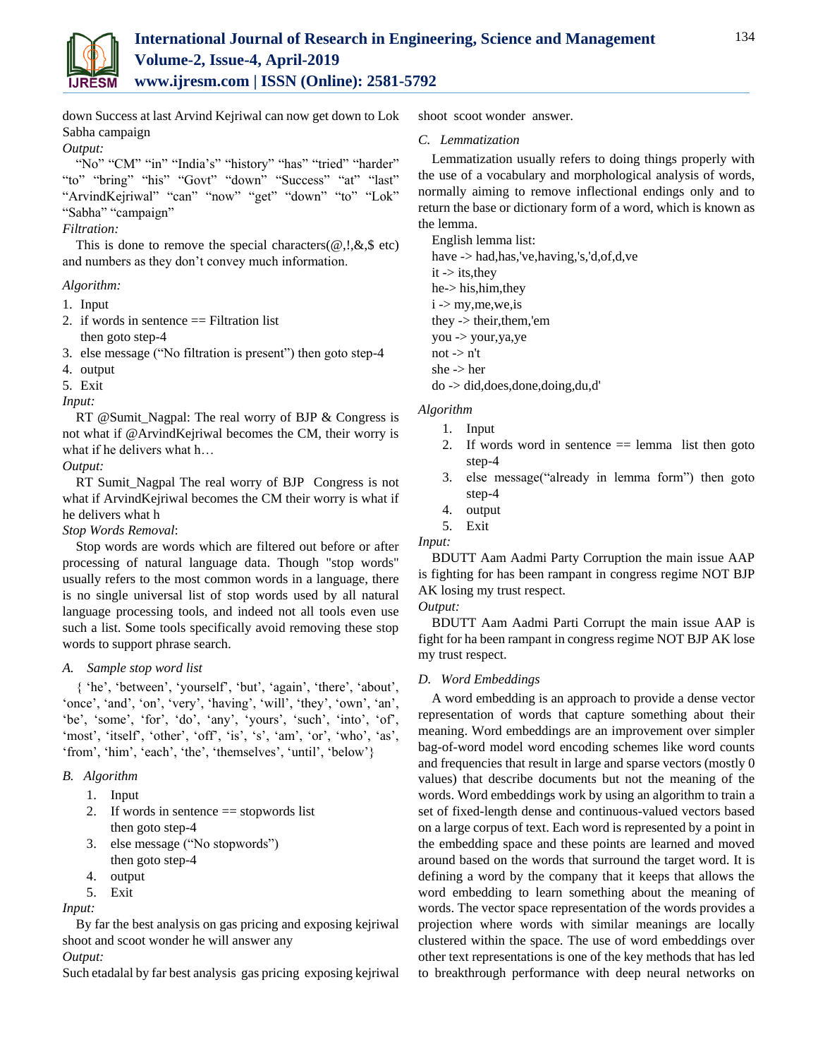down Success at last Arvind Kejriwal can now get down to Lok Sabha campaign

*Output:*

"No" "CM" "in" "India's" "history" "has" "tried" "harder" "to" "bring" "his" "Govt" "down" "Success" "at" "last" "ArvindKejriwal" "can" "now" "get" "down" "to" "Lok" "Sabha" "campaign"

*Filtration:*

This is done to remove the special characters(@,!,&,$ etc) and numbers as they don't convey much information.

*Algorithm:*

1. Input
2. if words in sentence == Filtration list then goto step-4
3. else message ("No filtration is present") then goto step-4
4. output
5. Exit

*Input:*

RT @Sumit_Nagpal: The real worry of BJP & Congress is not what if @ArvindKejriwal becomes the CM, their worry is what if he delivers what h…

*Output:*

RT Sumit_Nagpal The real worry of BJP Congress is not what if ArvindKejriwal becomes the CM their worry is what if he delivers what h

*Stop Words Removal*:

Stop words are words which are filtered out before or after processing of natural language data. Though "stop words" usually refers to the most common words in a language, there is no single universal list of stop words used by all natural language processing tools, and indeed not all tools even use such a list. Some tools specifically avoid removing these stop words to support phrase search.

### A. Sample stop word list

{ 'he', 'between', 'yourself', 'but', 'again', 'there', 'about', 'once', 'and', 'on', 'very', 'having', 'will', 'they', 'own', 'an', 'be', 'some', 'for', 'do', 'any', 'yours', 'such', 'into', 'of', 'most', 'itself', 'other', 'off', 'is', 's', 'am', 'or', 'who', 'as', 'from', 'him', 'each', 'the', 'themselves', 'until', 'below'}

### B. Algorithm

1. Input
2. If words in sentence == stopwords list then goto step-4
3. else message ("No stopwords") then goto step-4
4. output
5. Exit

*Input:*

By far the best analysis on gas pricing and exposing kejriwal shoot and scoot wonder he will answer any

*Output:*

Such etadalal by far best analysis gas pricing exposing kejriwal shoot scoot wonder answer.

### C. Lemmatization

Lemmatization usually refers to doing things properly with the use of a vocabulary and morphological analysis of words, normally aiming to remove inflectional endings only and to return the base or dictionary form of a word, which is known as the lemma.

English lemma list:
have -> had,has,'ve,having,'s,'d,of,d,ve
it -> its,they
he-> his,him,they
i -> my,me,we,is
they -> their,them,'em
you -> your,ya,ye
not -> n't
she -> her
do -> did,does,done,doing,du,d'

*Algorithm*

1. Input
2. If words word in sentence == lemma list then goto step-4
3. else message("already in lemma form") then goto step-4
4. output
5. Exit

*Input:*

BDUTT Aam Aadmi Party Corruption the main issue AAP is fighting for has been rampant in congress regime NOT BJP AK losing my trust respect.

*Output:*

BDUTT Aam Aadmi Parti Corrupt the main issue AAP is fight for ha been rampant in congress regime NOT BJP AK lose my trust respect.

### D. Word Embeddings

A word embedding is an approach to provide a dense vector representation of words that capture something about their meaning. Word embeddings are an improvement over simpler bag-of-word model word encoding schemes like word counts and frequencies that result in large and sparse vectors (mostly 0 values) that describe documents but not the meaning of the words. Word embeddings work by using an algorithm to train a set of fixed-length dense and continuous-valued vectors based on a large corpus of text. Each word is represented by a point in the embedding space and these points are learned and moved around based on the words that surround the target word. It is defining a word by the company that it keeps that allows the word embedding to learn something about the meaning of words. The vector space representation of the words provides a projection where words with similar meanings are locally clustered within the space. The use of word embeddings over other text representations is one of the key methods that has led to breakthrough performance with deep neural networks on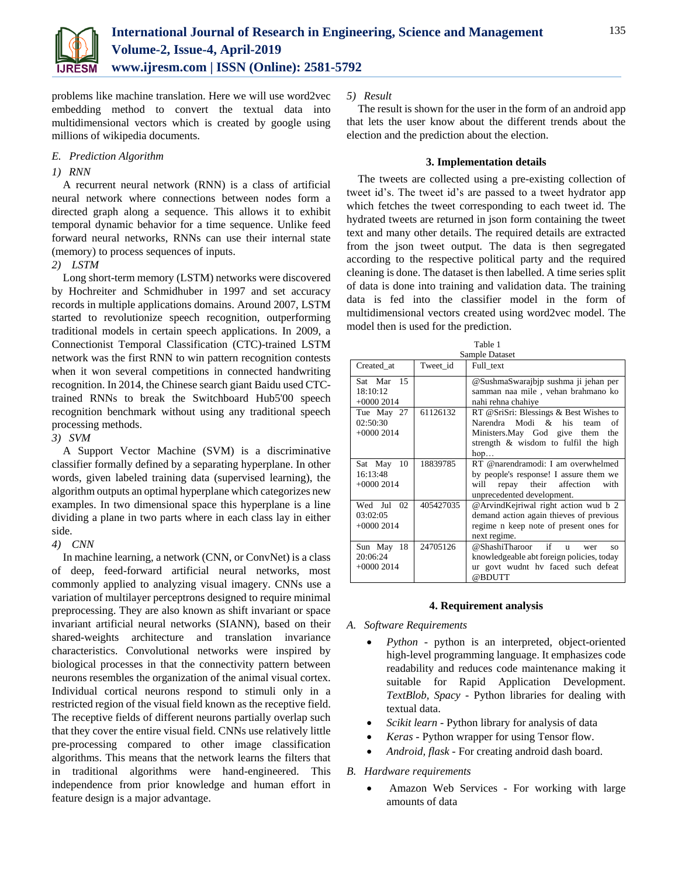problems like machine translation. Here we will use word2vec embedding method to convert the textual data into multidimensional vectors which is created by google using millions of wikipedia documents.

### *E. Prediction Algorithm*

*1) RNN*

A recurrent neural network (RNN) is a class of artificial neural network where connections between nodes form a directed graph along a sequence. This allows it to exhibit temporal dynamic behavior for a time sequence. Unlike feed forward neural networks, RNNs can use their internal state (memory) to process sequences of inputs.

*2) LSTM*

Long short-term memory (LSTM) networks were discovered by Hochreiter and Schmidhuber in 1997 and set accuracy records in multiple applications domains. Around 2007, LSTM started to revolutionize speech recognition, outperforming traditional models in certain speech applications. In 2009, a Connectionist Temporal Classification (CTC)-trained LSTM network was the first RNN to win pattern recognition contests when it won several competitions in connected handwriting recognition. In 2014, the Chinese search giant Baidu used CTC-trained RNNs to break the Switchboard Hub5'00 speech recognition benchmark without using any traditional speech processing methods.

*3) SVM*

A Support Vector Machine (SVM) is a discriminative classifier formally defined by a separating hyperplane. In other words, given labeled training data (supervised learning), the algorithm outputs an optimal hyperplane which categorizes new examples. In two dimensional space this hyperplane is a line dividing a plane in two parts where in each class lay in either side.

*4) CNN*

In machine learning, a network (CNN, or ConvNet) is a class of deep, feed-forward artificial neural networks, most commonly applied to analyzing visual imagery. CNNs use a variation of multilayer perceptrons designed to require minimal preprocessing. They are also known as shift invariant or space invariant artificial neural networks (SIANN), based on their shared-weights architecture and translation invariance characteristics. Convolutional networks were inspired by biological processes in that the connectivity pattern between neurons resembles the organization of the animal visual cortex. Individual cortical neurons respond to stimuli only in a restricted region of the visual field known as the receptive field. The receptive fields of different neurons partially overlap such that they cover the entire visual field. CNNs use relatively little pre-processing compared to other image classification algorithms. This means that the network learns the filters that in traditional algorithms were hand-engineered. This independence from prior knowledge and human effort in feature design is a major advantage.

*5) Result*

The result is shown for the user in the form of an android app that lets the user know about the different trends about the election and the prediction about the election.

## 3. Implementation details

The tweets are collected using a pre-existing collection of tweet id's. The tweet id's are passed to a tweet hydrator app which fetches the tweet corresponding to each tweet id. The hydrated tweets are returned in json form containing the tweet text and many other details. The required details are extracted from the json tweet output. The data is then segregated according to the respective political party and the required cleaning is done. The dataset is then labelled. A time series split of data is done into training and validation data. The training data is fed into the classifier model in the form of multidimensional vectors created using word2vec model. The model then is used for the prediction.

Table 1
Sample Dataset

| Created_at | Tweet_id | Full_text |
|---|---|---|
| Sat Mar 15 18:10:12 +0000 2014 | | @SushmaSwarajbjp sushma ji jehan per samman naa mile , vehan brahmano ko nahi rehna chahiye |
| Tue May 27 02:50:30 +0000 2014 | 61126132 | RT @SriSri: Blessings & Best Wishes to Narendra Modi & his team of Ministers.May God give them the strength & wisdom to fulfil the high hop… |
| Sat May 10 16:13:48 +0000 2014 | 18839785 | RT @narendramodi: I am overwhelmed by people's response! I assure them we will repay their affection with unprecedented development. |
| Wed Jul 02 03:02:05 +0000 2014 | 405427035 | @ArvindKejriwal right action wud b 2 demand action again thieves of previous regime n keep note of present ones for next regime. |
| Sun May 18 20:06:24 +0000 2014 | 24705126 | @ShashiTharoor if u wer so knowledgeable abt foreign policies, today ur govt wudnt hv faced such defeat @BDUTT |

## 4. Requirement analysis

### *A. Software Requirements*

- *Python* - python is an interpreted, object-oriented high-level programming language. It emphasizes code readability and reduces code maintenance making it suitable for Rapid Application Development. *TextBlob, Spacy* - Python libraries for dealing with textual data.
- *Scikit learn* - Python library for analysis of data
- *Keras* - Python wrapper for using Tensor flow.
- *Android, flask* - For creating android dash board.

### *B. Hardware requirements*

- Amazon Web Services - For working with large amounts of data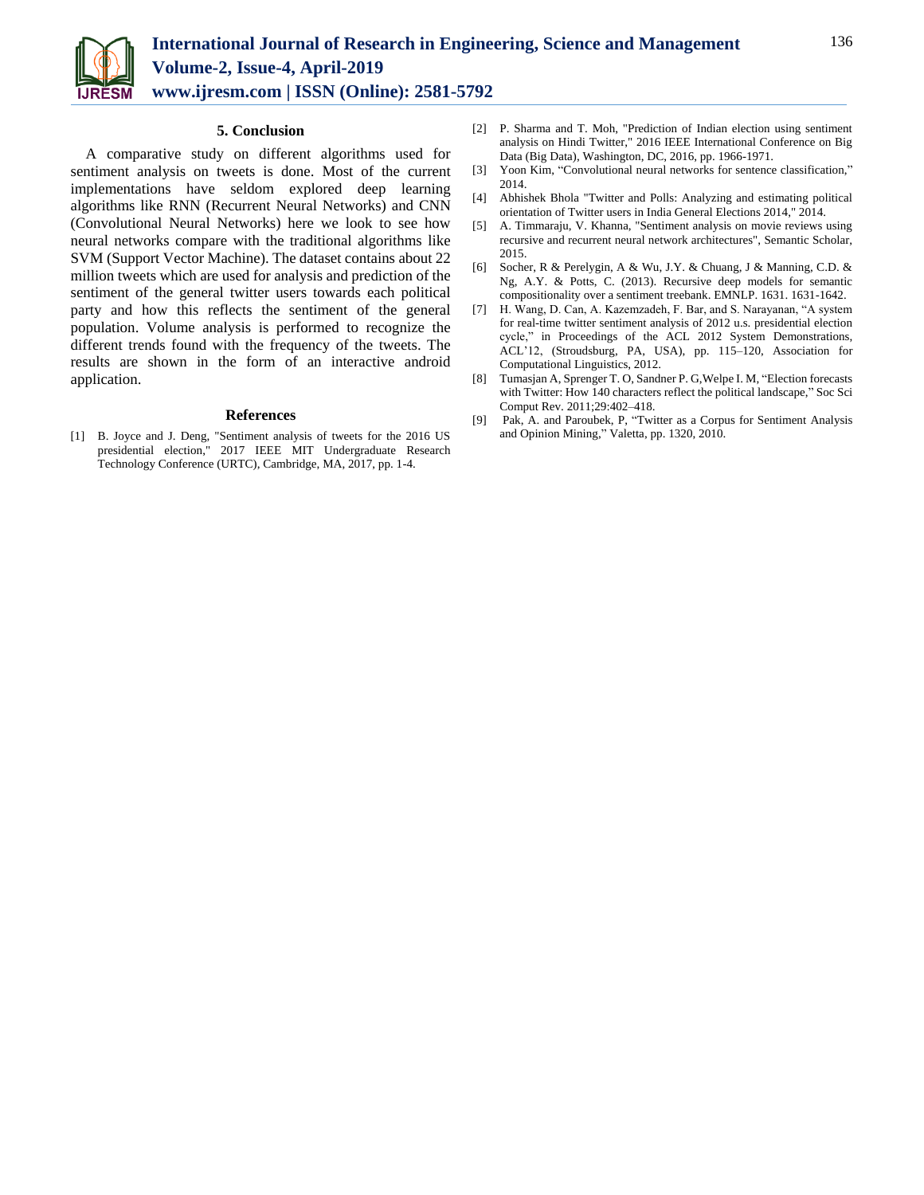## 5. Conclusion

A comparative study on different algorithms used for sentiment analysis on tweets is done. Most of the current implementations have seldom explored deep learning algorithms like RNN (Recurrent Neural Networks) and CNN (Convolutional Neural Networks) here we look to see how neural networks compare with the traditional algorithms like SVM (Support Vector Machine). The dataset contains about 22 million tweets which are used for analysis and prediction of the sentiment of the general twitter users towards each political party and how this reflects the sentiment of the general population. Volume analysis is performed to recognize the different trends found with the frequency of the tweets. The results are shown in the form of an interactive android application.

## References

[1] B. Joyce and J. Deng, "Sentiment analysis of tweets for the 2016 US presidential election," 2017 IEEE MIT Undergraduate Research Technology Conference (URTC), Cambridge, MA, 2017, pp. 1-4.

[2] P. Sharma and T. Moh, "Prediction of Indian election using sentiment analysis on Hindi Twitter," 2016 IEEE International Conference on Big Data (Big Data), Washington, DC, 2016, pp. 1966-1971.

[3] Yoon Kim, “Convolutional neural networks for sentence classification,” 2014.

[4] Abhishek Bhola "Twitter and Polls: Analyzing and estimating political orientation of Twitter users in India General Elections 2014," 2014.

[5] A. Timmaraju, V. Khanna, "Sentiment analysis on movie reviews using recursive and recurrent neural network architectures", Semantic Scholar, 2015.

[6] Socher, R & Perelygin, A & Wu, J.Y. & Chuang, J & Manning, C.D. & Ng, A.Y. & Potts, C. (2013). Recursive deep models for semantic compositionality over a sentiment treebank. EMNLP. 1631. 1631-1642.

[7] H. Wang, D. Can, A. Kazemzadeh, F. Bar, and S. Narayanan, “A system for real-time twitter sentiment analysis of 2012 u.s. presidential election cycle,” in Proceedings of the ACL 2012 System Demonstrations, ACL’12, (Stroudsburg, PA, USA), pp. 115–120, Association for Computational Linguistics, 2012.

[8] Tumasjan A, Sprenger T. O, Sandner P. G,Welpe I. M, “Election forecasts with Twitter: How 140 characters reflect the political landscape,” Soc Sci Comput Rev. 2011;29:402–418.

[9] Pak, A. and Paroubek, P, “Twitter as a Corpus for Sentiment Analysis and Opinion Mining,” Valetta, pp. 1320, 2010.